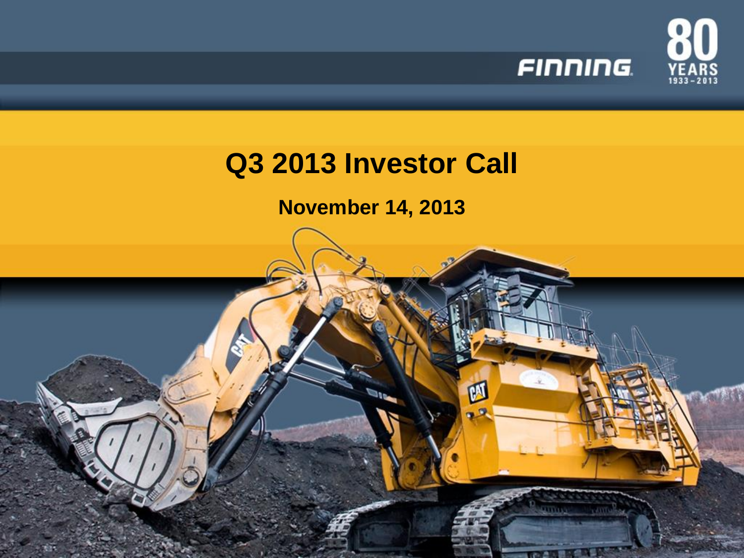# Q3 2013 Investor Call

**November 14, 2013**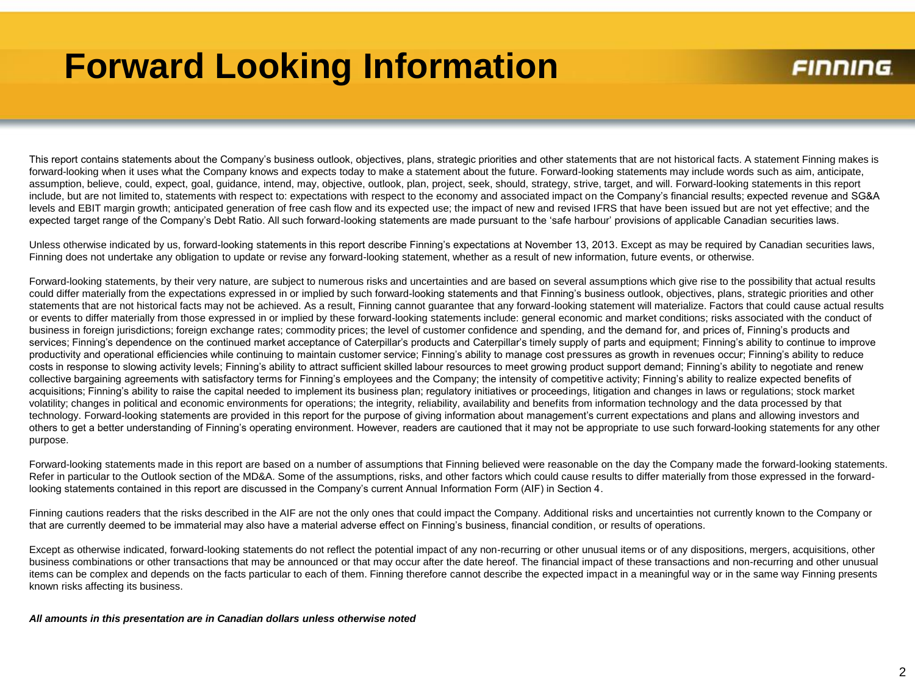# Forward Looking Information

This report contains statements about the Company's business outlook, objectives, plans, strategic priorities and other statements that are not historical facts. A statement Finning makes is forward-looking when it uses what the Company knows and expects today to make a statement about the future. Forward-looking statements may include words such as aim, anticipate, assumption, believe, could, expect, goal, guidance, intend, may, objective, outlook, plan, project, seek, should, strategy, strive, target, and will. Forward-looking statements in this report include, but are not limited to, statements with respect to: expectations with respect to the economy and associated impact on the Company's financial results; expected revenue and SG&A levels and EBIT margin growth; anticipated generation of free cash flow and its expected use; the impact of new and revised IFRS that have been issued but are not yet effective; and the expected target range of the Company's Debt Ratio. All such forward-looking statements are made pursuant to the 'safe harbour' provisions of applicable Canadian securities laws.

Unless otherwise indicated by us, forward-looking statements in this report describe Finning's expectations at November 13, 2013. Except as may be required by Canadian securities laws, Finning does not undertake any obligation to update or revise any forward-looking statement, whether as a result of new information, future events, or otherwise.

Forward-looking statements, by their very nature, are subject to numerous risks and uncertainties and are based on several assumptions which give rise to the possibility that actual results could differ materially from the expectations expressed in or implied by such forward-looking statements and that Finning's business outlook, objectives, plans, strategic priorities and other statements that are not historical facts may not be achieved. As a result, Finning cannot guarantee that any forward-looking statement will materialize. Factors that could cause actual results or events to differ materially from those expressed in or implied by these forward-looking statements include: general economic and market conditions; risks associated with the conduct of business in foreign jurisdictions; foreign exchange rates; commodity prices; the level of customer confidence and spending, and the demand for, and prices of, Finning's products and services; Finning's dependence on the continued market acceptance of Caterpillar's products and Caterpillar's timely supply of parts and equipment; Finning's ability to continue to improve productivity and operational efficiencies while continuing to maintain customer service; Finning's ability to manage cost pressures as growth in revenues occur; Finning's ability to reduce costs in response to slowing activity levels; Finning's ability to attract sufficient skilled labour resources to meet growing product support demand; Finning's ability to negotiate and renew collective bargaining agreements with satisfactory terms for Finning's employees and the Company; the intensity of competitive activity; Finning's ability to realize expected benefits of acquisitions; Finning's ability to raise the capital needed to implement its business plan; regulatory initiatives or proceedings, litigation and changes in laws or regulations; stock market volatility; changes in political and economic environments for operations; the integrity, reliability, availability and benefits from information technology and the data processed by that technology. Forward-looking statements are provided in this report for the purpose of giving information about management's current expectations and plans and allowing investors and others to get a better understanding of Finning's operating environment. However, readers are cautioned that it may not be appropriate to use such forward-looking statements for any other purpose.

Forward-looking statements made in this report are based on a number of assumptions that Finning believed were reasonable on the day the Company made the forward-looking statements. Refer in particular to the Outlook section of the MD&A. Some of the assumptions, risks, and other factors which could cause results to differ materially from those expressed in the forward-looking statements contained in this report are discussed in the Company's current Annual Information Form (AIF) in Section 4.

Finning cautions readers that the risks described in the AIF are not the only ones that could impact the Company. Additional risks and uncertainties not currently known to the Company or that are currently deemed to be immaterial may also have a material adverse effect on Finning's business, financial condition, or results of operations.

Except as otherwise indicated, forward-looking statements do not reflect the potential impact of any non-recurring or other unusual items or of any dispositions, mergers, acquisitions, other business combinations or other transactions that may be announced or that may occur after the date hereof. The financial impact of these transactions and non-recurring and other unusual items can be complex and depends on the facts particular to each of them. Finning therefore cannot describe the expected impact in a meaningful way or in the same way Finning presents known risks affecting its business.

***All amounts in this presentation are in Canadian dollars unless otherwise noted***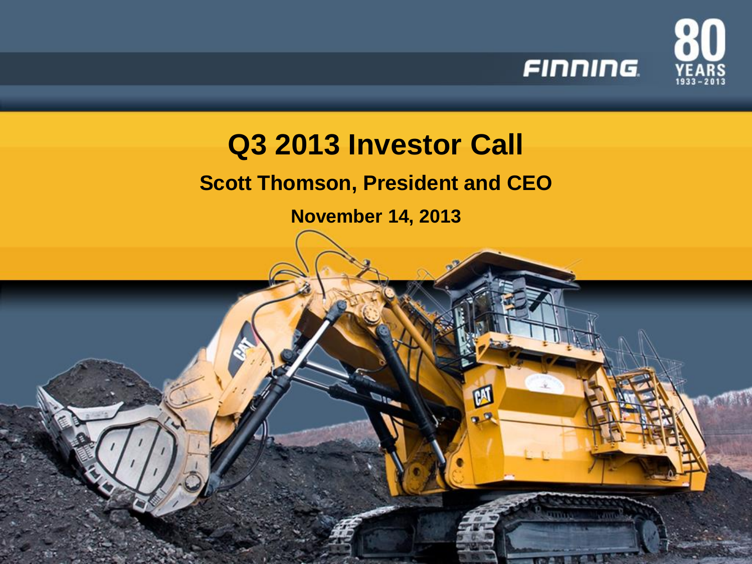FINNING

80 YEARS 1933 – 2013

# Q3 2013 Investor Call

**Scott Thomson, President and CEO**

**November 14, 2013**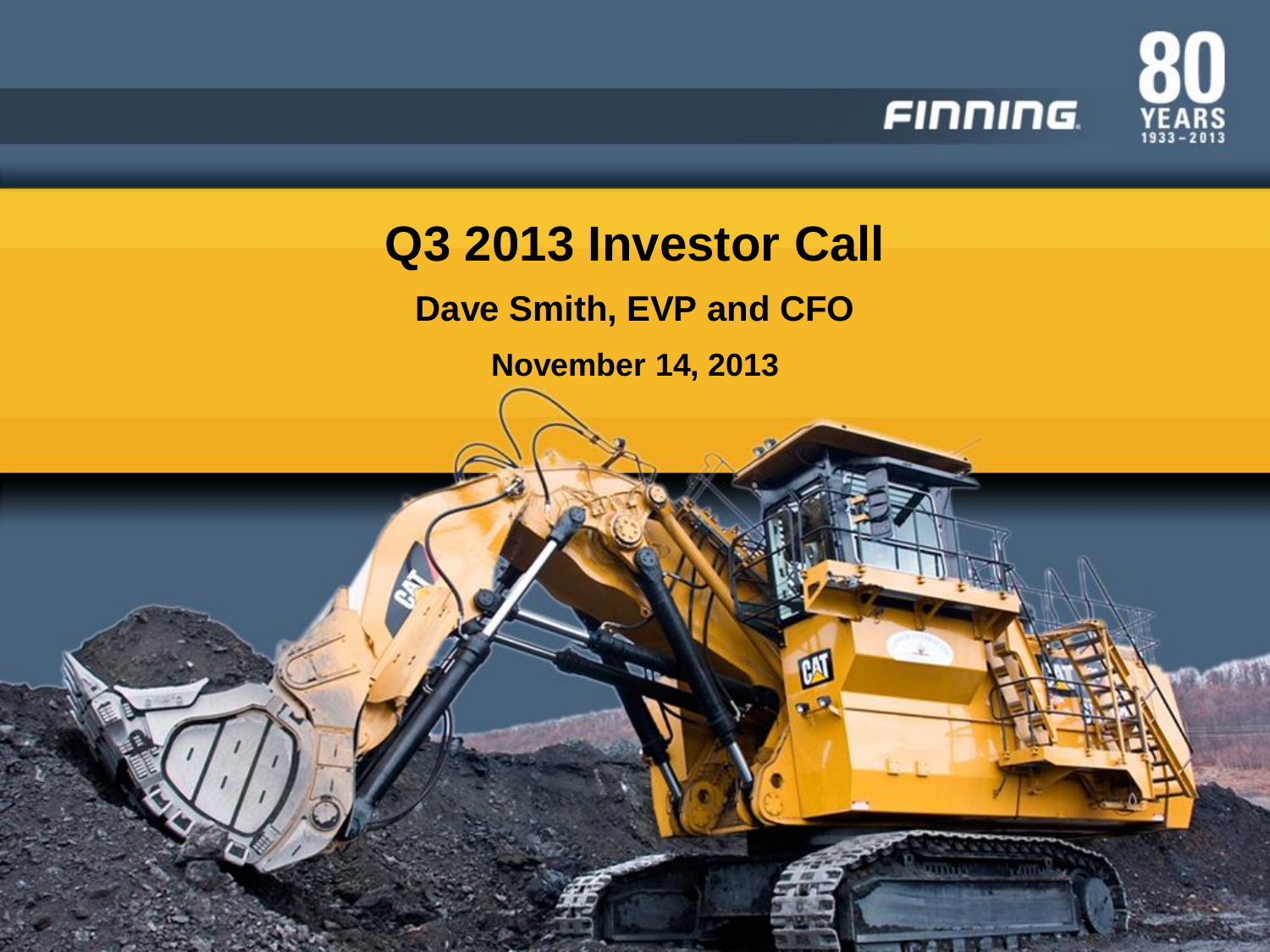# Q3 2013 Investor Call

**Dave Smith, EVP and CFO**

**November 14, 2013**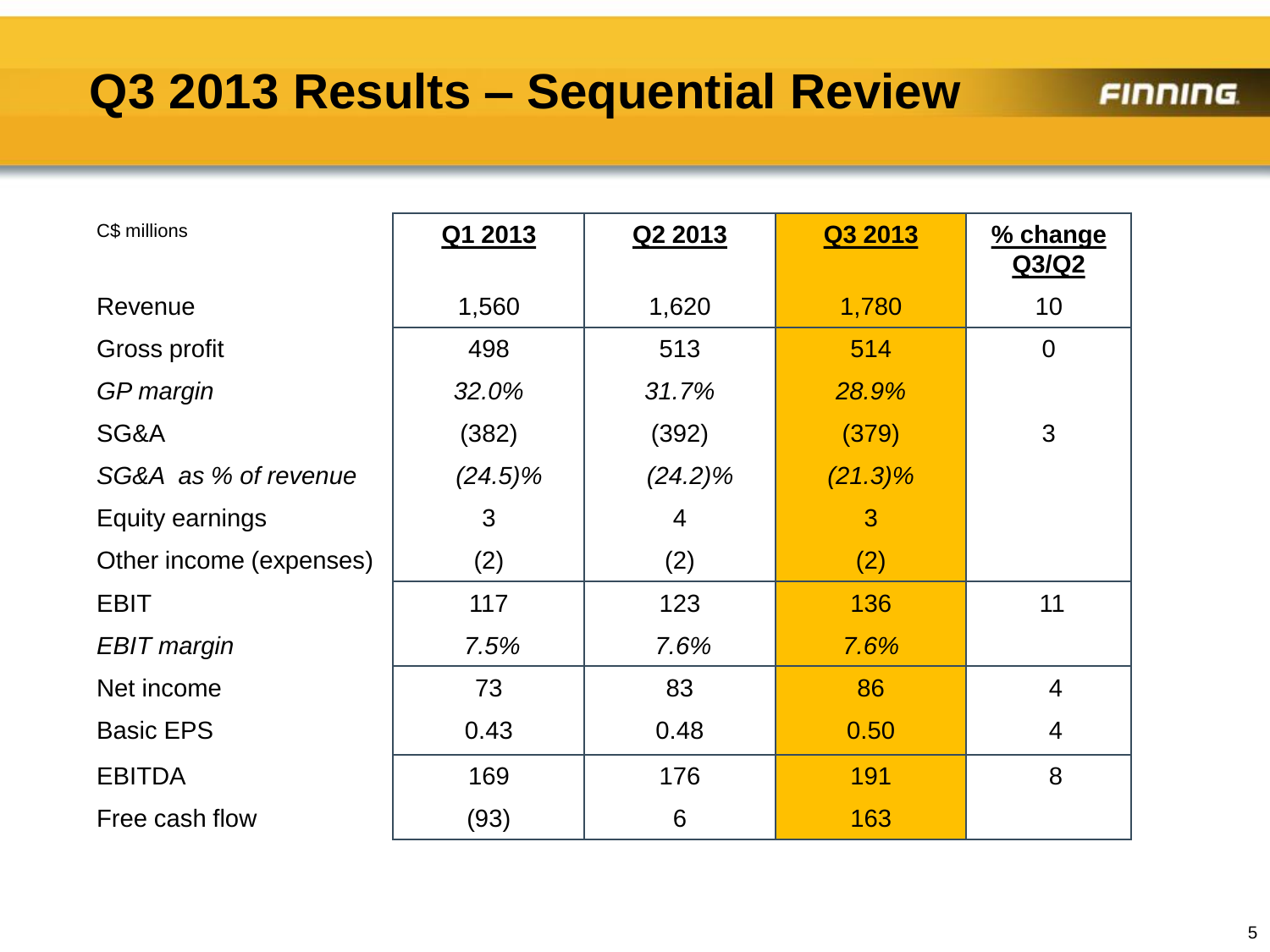# Q3 2013 Results – Sequential Review

FINNING

| C$ millions | Q1 2013 | Q2 2013 | Q3 2013 | % change Q3/Q2 |
|---|---|---|---|---|
| Revenue | 1,560 | 1,620 | 1,780 | 10 |
| Gross profit | 498 | 513 | 514 | 0 |
| *GP margin* | *32.0%* | *31.7%* | *28.9%* | |
| SG&A | (382) | (392) | (379) | 3 |
| *SG&A as % of revenue* | *(24.5)%* | *(24.2)%* | *(21.3)%* | |
| Equity earnings | 3 | 4 | 3 | |
| Other income (expenses) | (2) | (2) | (2) | |
| EBIT | 117 | 123 | 136 | 11 |
| *EBIT margin* | *7.5%* | *7.6%* | *7.6%* | |
| Net income | 73 | 83 | 86 | 4 |
| Basic EPS | 0.43 | 0.48 | 0.50 | 4 |
| EBITDA | 169 | 176 | 191 | 8 |
| Free cash flow | (93) | 6 | 163 | |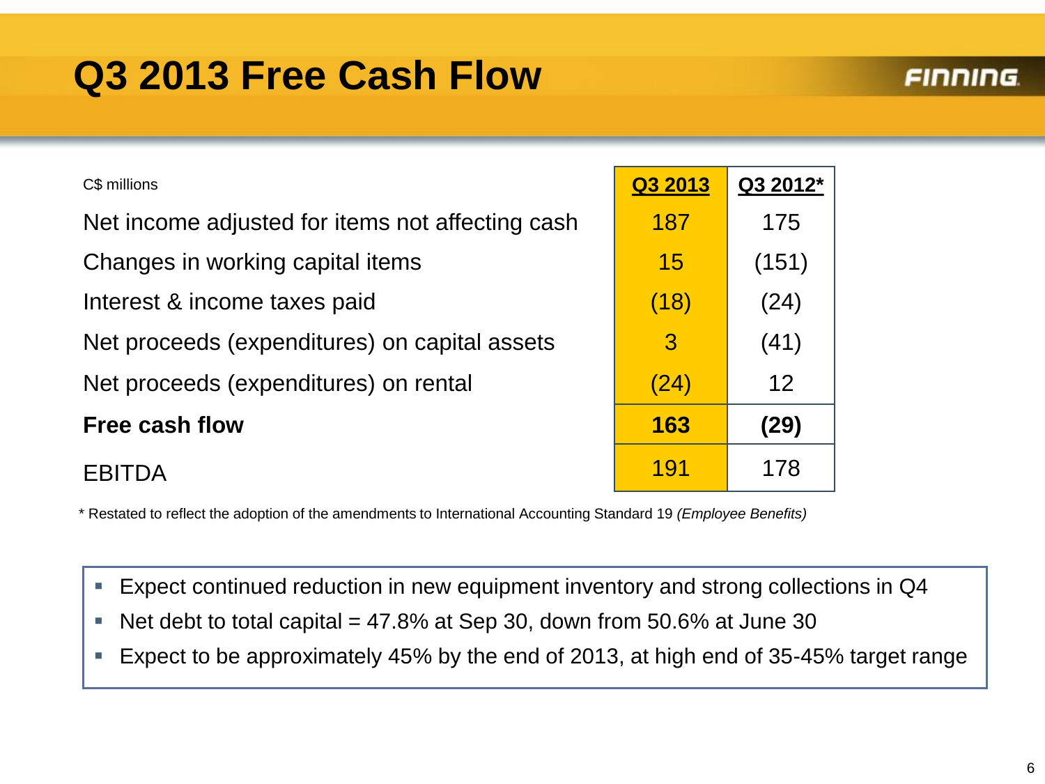# Q3 2013 Free Cash Flow

| C$ millions | Q3 2013 | Q3 2012* |
|---|---|---|
| Net income adjusted for items not affecting cash | 187 | 175 |
| Changes in working capital items | 15 | (151) |
| Interest & income taxes paid | (18) | (24) |
| Net proceeds (expenditures) on capital assets | 3 | (41) |
| Net proceeds (expenditures) on rental | (24) | 12 |
| **Free cash flow** | **163** | **(29)** |
| EBITDA | 191 | 178 |

* Restated to reflect the adoption of the amendments to International Accounting Standard 19 *(Employee Benefits)*

- Expect continued reduction in new equipment inventory and strong collections in Q4
- Net debt to total capital = 47.8% at Sep 30, down from 50.6% at June 30
- Expect to be approximately 45% by the end of 2013, at high end of 35-45% target range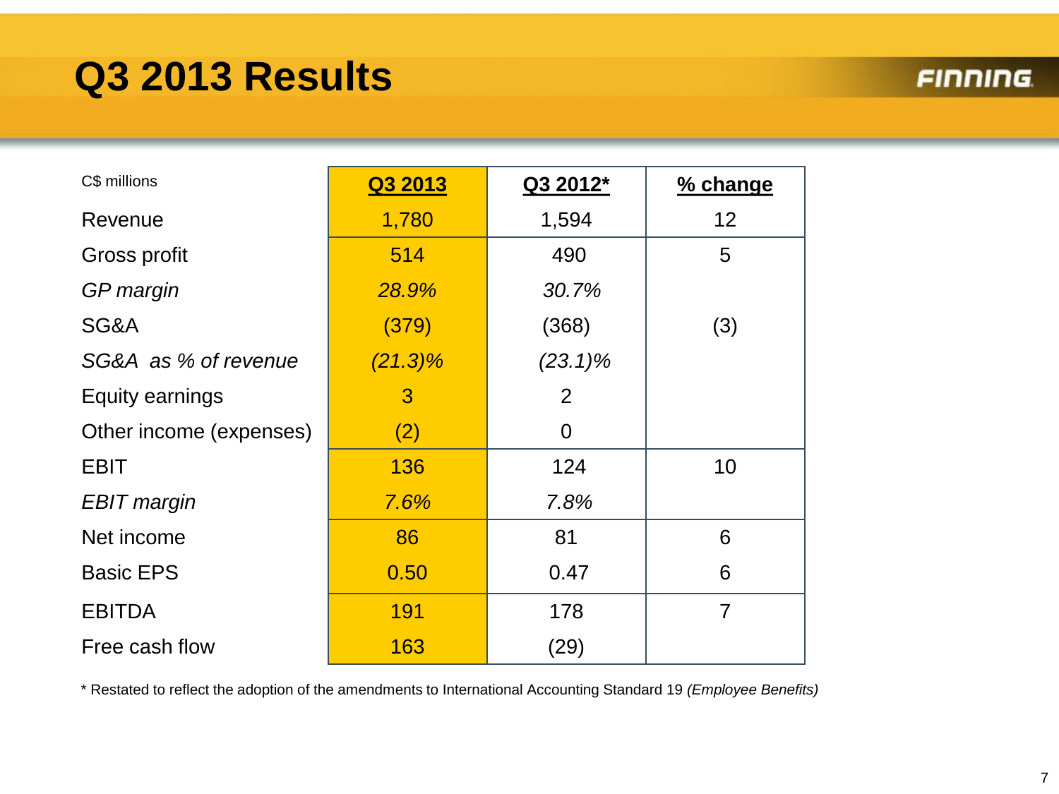# Q3 2013 Results

| C$ millions | Q3 2013 | Q3 2012* | % change |
|---|---|---|---|
| Revenue | 1,780 | 1,594 | 12 |
| Gross profit | 514 | 490 | 5 |
| *GP margin* | *28.9%* | *30.7%* | |
| SG&A | (379) | (368) | (3) |
| *SG&A as % of revenue* | *(21.3)%* | *(23.1)%* | |
| Equity earnings | 3 | 2 | |
| Other income (expenses) | (2) | 0 | |
| EBIT | 136 | 124 | 10 |
| *EBIT margin* | *7.6%* | *7.8%* | |
| Net income | 86 | 81 | 6 |
| Basic EPS | 0.50 | 0.47 | 6 |
| EBITDA | 191 | 178 | 7 |
| Free cash flow | 163 | (29) | |

* Restated to reflect the adoption of the amendments to International Accounting Standard 19 *(Employee Benefits)*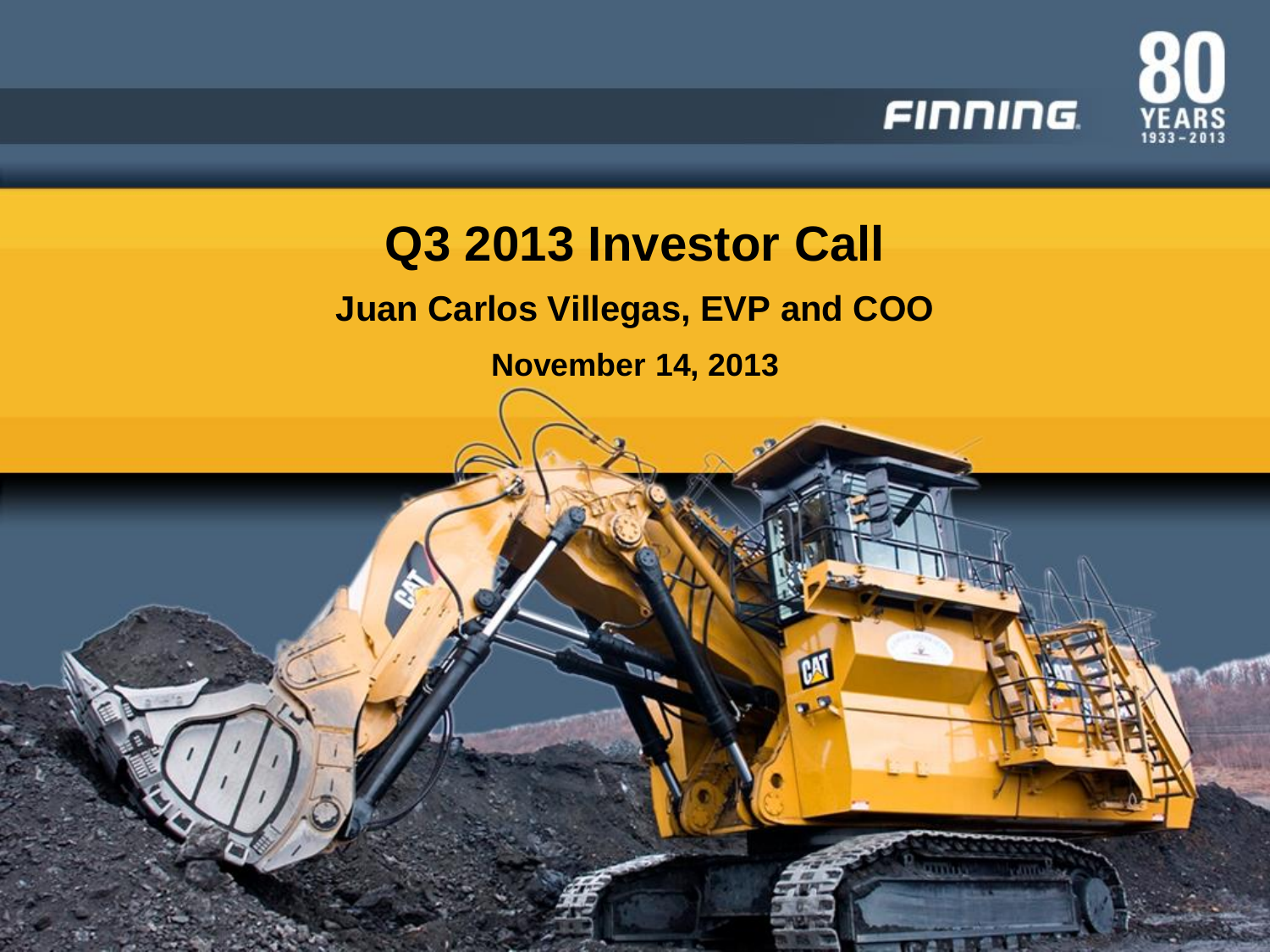# Q3 2013 Investor Call

**Juan Carlos Villegas, EVP and COO**

**November 14, 2013**